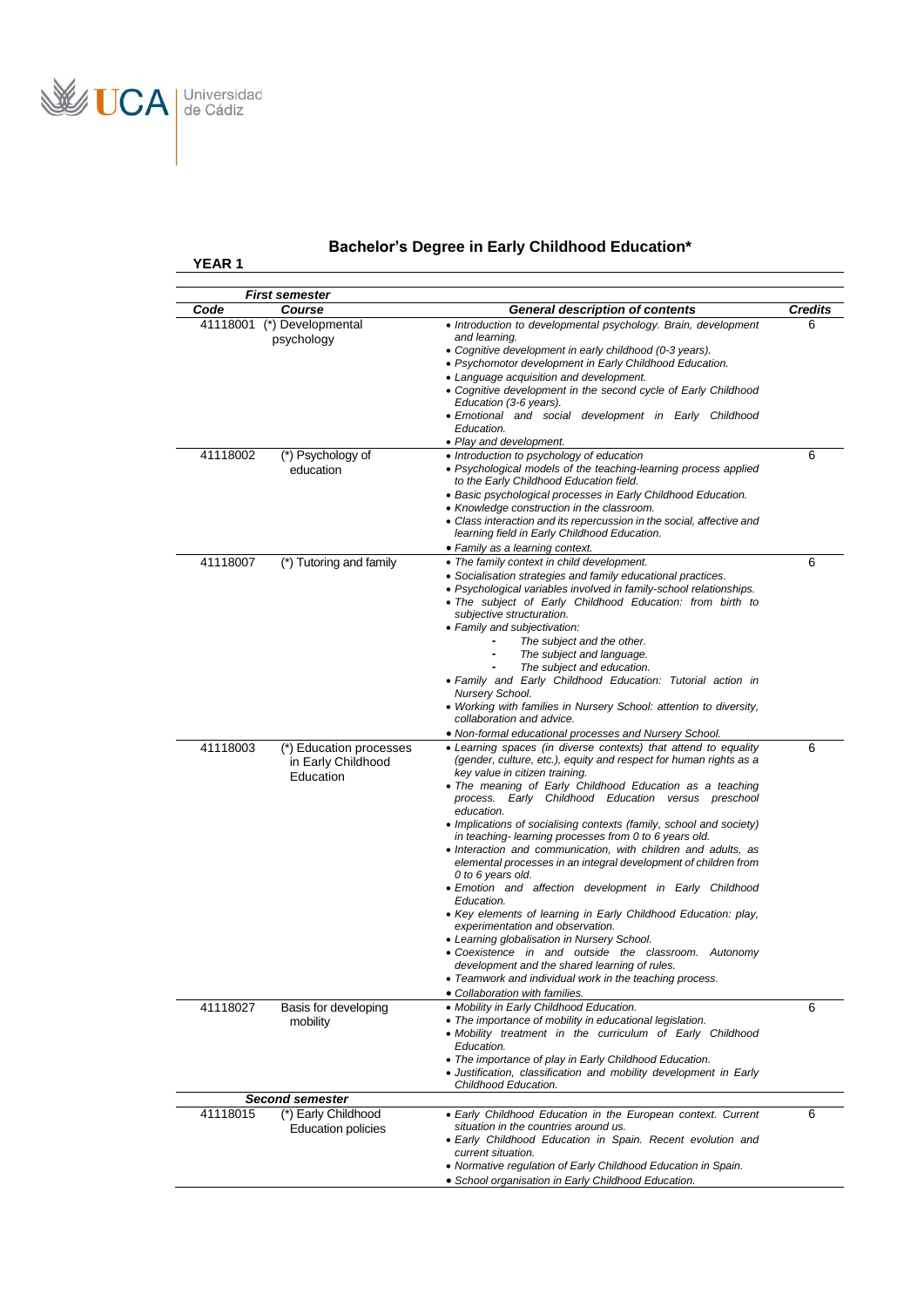## Bachelor's Degree in Early Childhood Education*

**YEAR 1**

| Code | Course | General description of contents | Credits |
|---|---|---|---|
| ***First semester*** | | | |
| 41118001 | (*) Developmental psychology | • *Introduction to developmental psychology. Brain, development and learning.*<br>• *Cognitive development in early childhood (0-3 years).*<br>• *Psychomotor development in Early Childhood Education.*<br>• *Language acquisition and development.*<br>• *Cognitive development in the second cycle of Early Childhood Education (3-6 years).*<br>• *Emotional and social development in Early Childhood Education.*<br>• *Play and development.* | 6 |
| 41118002 | (*) Psychology of education | • *Introduction to psychology of education*<br>• *Psychological models of the teaching-learning process applied to the Early Childhood Education field.*<br>• *Basic psychological processes in Early Childhood Education.*<br>• *Knowledge construction in the classroom.*<br>• *Class interaction and its repercussion in the social, affective and learning field in Early Childhood Education.*<br>• *Family as a learning context.* | 6 |
| 41118007 | (*) Tutoring and family | • *The family context in child development.*<br>• *Socialisation strategies and family educational practices.*<br>• *Psychological variables involved in family-school relationships.*<br>• *The subject of Early Childhood Education: from birth to subjective structuration.*<br>• *Family and subjectivation:*<br>- *The subject and the other.*<br>- *The subject and language.*<br>- *The subject and education.*<br>• *Family and Early Childhood Education: Tutorial action in Nursery School.*<br>• *Working with families in Nursery School: attention to diversity, collaboration and advice.*<br>• *Non-formal educational processes and Nursery School.* | 6 |
| 41118003 | (*) Education processes in Early Childhood Education | • *Learning spaces (in diverse contexts) that attend to equality (gender, culture, etc.), equity and respect for human rights as a key value in citizen training.*<br>• *The meaning of Early Childhood Education as a teaching process. Early Childhood Education versus preschool education.*<br>• *Implications of socialising contexts (family, school and society) in teaching- learning processes from 0 to 6 years old.*<br>• *Interaction and communication, with children and adults, as elemental processes in an integral development of children from 0 to 6 years old.*<br>• *Emotion and affection development in Early Childhood Education.*<br>• *Key elements of learning in Early Childhood Education: play, experimentation and observation.*<br>• *Learning globalisation in Nursery School.*<br>• *Coexistence in and outside the classroom. Autonomy development and the shared learning of rules.*<br>• *Teamwork and individual work in the teaching process.*<br>• *Collaboration with families.* | 6 |
| 41118027 | Basis for developing mobility | • *Mobility in Early Childhood Education.*<br>• *The importance of mobility in educational legislation.*<br>• *Mobility treatment in the curriculum of Early Childhood Education.*<br>• *The importance of play in Early Childhood Education.*<br>• *Justification, classification and mobility development in Early Childhood Education.* | 6 |
| ***Second semester*** | | | |
| 41118015 | (*) Early Childhood Education policies | • *Early Childhood Education in the European context. Current situation in the countries around us.*<br>• *Early Childhood Education in Spain. Recent evolution and current situation.*<br>• *Normative regulation of Early Childhood Education in Spain.*<br>• *School organisation in Early Childhood Education.* | 6 |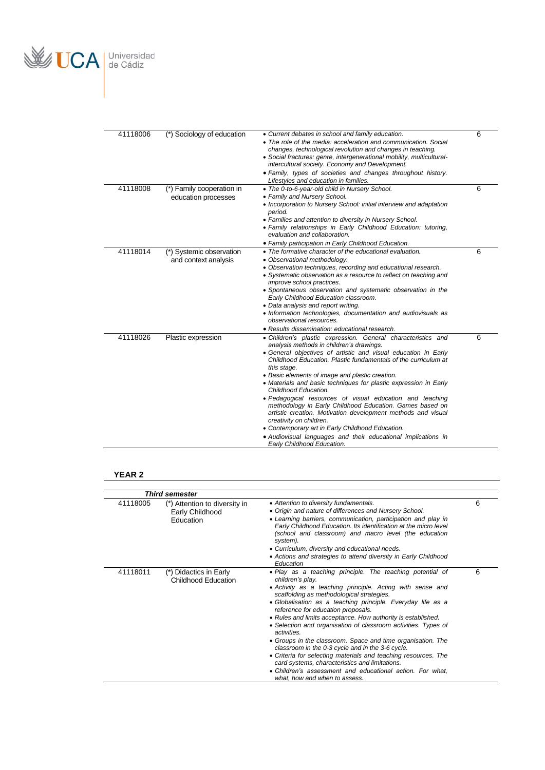| | | | |
|---|---|---|---|
| 41118006 | (*) Sociology of education | • *Current debates in school and family education.*<br>• *The role of the media: acceleration and communication. Social changes, technological revolution and changes in teaching.*<br>• *Social fractures: genre, intergenerational mobility, multicultural-intercultural society. Economy and Development.*<br>• *Family, types of societies and changes throughout history. Lifestyles and education in families.* | 6 |
| 41118008 | (*) Family cooperation in education processes | • *The 0-to-6-year-old child in Nursery School.*<br>• *Family and Nursery School.*<br>• *Incorporation to Nursery School: initial interview and adaptation period.*<br>• *Families and attention to diversity in Nursery School.*<br>• *Family relationships in Early Childhood Education: tutoring, evaluation and collaboration.*<br>• *Family participation in Early Childhood Education.* | 6 |
| 41118014 | (*) Systemic observation and context analysis | • *The formative character of the educational evaluation.*<br>• *Observational methodology.*<br>• *Observation techniques, recording and educational research.*<br>• *Systematic observation as a resource to reflect on teaching and improve school practices.*<br>• *Spontaneous observation and systematic observation in the Early Childhood Education classroom.*<br>• *Data analysis and report writing.*<br>• *Information technologies, documentation and audiovisuals as observational resources.*<br>• *Results dissemination: educational research.* | 6 |
| 41118026 | Plastic expression | • *Children's plastic expression. General characteristics and analysis methods in children's drawings.*<br>• *General objectives of artistic and visual education in Early Childhood Education. Plastic fundamentals of the curriculum at this stage.*<br>• *Basic elements of image and plastic creation.*<br>• *Materials and basic techniques for plastic expression in Early Childhood Education.*<br>• *Pedagogical resources of visual education and teaching methodology in Early Childhood Education. Games based on artistic creation. Motivation development methods and visual creativity on children.*<br>• *Contemporary art in Early Childhood Education.*<br>• *Audiovisual languages and their educational implications in Early Childhood Education.* | 6 |

## YEAR 2

| ***Third semester*** | | | |
|---|---|---|---|
| 41118005 | (*) Attention to diversity in Early Childhood Education | • *Attention to diversity fundamentals.*<br>• *Origin and nature of differences and Nursery School.*<br>• *Learning barriers, communication, participation and play in Early Childhood Education. Its identification at the micro level (school and classroom) and macro level (the education system).*<br>• *Curriculum, diversity and educational needs.*<br>• *Actions and strategies to attend diversity in Early Childhood Education* | 6 |
| 41118011 | (*) Didactics in Early Childhood Education | • *Play as a teaching principle. The teaching potential of children's play.*<br>• *Activity as a teaching principle. Acting with sense and scaffolding as methodological strategies.*<br>• *Globalisation as a teaching principle. Everyday life as a reference for education proposals.*<br>• *Rules and limits acceptance. How authority is established.*<br>• *Selection and organisation of classroom activities. Types of activities.*<br>• *Groups in the classroom. Space and time organisation. The classroom in the 0-3 cycle and in the 3-6 cycle.*<br>• *Criteria for selecting materials and teaching resources. The card systems, characteristics and limitations.*<br>• *Children's assessment and educational action. For what, what, how and when to assess.* | 6 |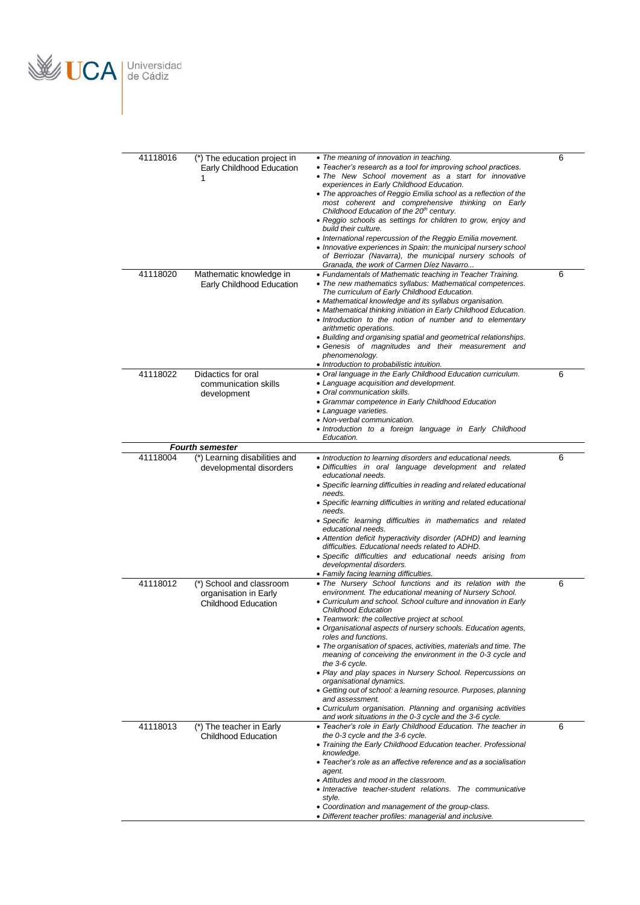| | | | |
|---|---|---|---|
| 41118016 | (*) The education project in Early Childhood Education 1 | • *The meaning of innovation in teaching.*<br>• *Teacher's research as a tool for improving school practices.*<br>• *The New School movement as a start for innovative experiences in Early Childhood Education.*<br>• *The approaches of Reggio Emilia school as a reflection of the most coherent and comprehensive thinking on Early Childhood Education of the 20th century.*<br>• *Reggio schools as settings for children to grow, enjoy and build their culture.*<br>• *International repercussion of the Reggio Emilia movement.*<br>• *Innovative experiences in Spain: the municipal nursery school of Berriozar (Navarra), the municipal nursery schools of Granada, the work of Carmen Díez Navarro...* | 6 |
| 41118020 | Mathematic knowledge in Early Childhood Education | • *Fundamentals of Mathematic teaching in Teacher Training.*<br>• *The new mathematics syllabus: Mathematical competences. The curriculum of Early Childhood Education.*<br>• *Mathematical knowledge and its syllabus organisation.*<br>• *Mathematical thinking initiation in Early Childhood Education.*<br>• *Introduction to the notion of number and to elementary arithmetic operations.*<br>• *Building and organising spatial and geometrical relationships.*<br>• *Genesis of magnitudes and their measurement and phenomenology.*<br>• *Introduction to probabilistic intuition.* | 6 |
| 41118022 | Didactics for oral communication skills development | • *Oral language in the Early Childhood Education curriculum.*<br>• *Language acquisition and development.*<br>• *Oral communication skills.*<br>• *Grammar competence in Early Childhood Education*<br>• *Language varieties.*<br>• *Non-verbal communication.*<br>• *Introduction to a foreign language in Early Childhood Education.* | 6 |
| | ***Fourth semester*** | | |
| 41118004 | (*) Learning disabilities and developmental disorders | • *Introduction to learning disorders and educational needs.*<br>• *Difficulties in oral language development and related educational needs.*<br>• *Specific learning difficulties in reading and related educational needs.*<br>• *Specific learning difficulties in writing and related educational needs.*<br>• *Specific learning difficulties in mathematics and related educational needs.*<br>• *Attention deficit hyperactivity disorder (ADHD) and learning difficulties. Educational needs related to ADHD.*<br>• *Specific difficulties and educational needs arising from developmental disorders.*<br>• *Family facing learning difficulties.* | 6 |
| 41118012 | (*) School and classroom organisation in Early Childhood Education | • *The Nursery School functions and its relation with the environment. The educational meaning of Nursery School.*<br>• *Curriculum and school. School culture and innovation in Early Childhood Education*<br>• *Teamwork: the collective project at school.*<br>• *Organisational aspects of nursery schools. Education agents, roles and functions.*<br>• *The organisation of spaces, activities, materials and time. The meaning of conceiving the environment in the 0-3 cycle and the 3-6 cycle.*<br>• *Play and play spaces in Nursery School. Repercussions on organisational dynamics.*<br>• *Getting out of school: a learning resource. Purposes, planning and assessment.*<br>• *Curriculum organisation. Planning and organising activities and work situations in the 0-3 cycle and the 3-6 cycle.* | 6 |
| 41118013 | (*) The teacher in Early Childhood Education | • *Teacher's role in Early Childhood Education. The teacher in the 0-3 cycle and the 3-6 cycle.*<br>• *Training the Early Childhood Education teacher. Professional knowledge.*<br>• *Teacher's role as an affective reference and as a socialisation agent.*<br>• *Attitudes and mood in the classroom.*<br>• *Interactive teacher-student relations. The communicative style.*<br>• *Coordination and management of the group-class.*<br>• *Different teacher profiles: managerial and inclusive.* | 6 |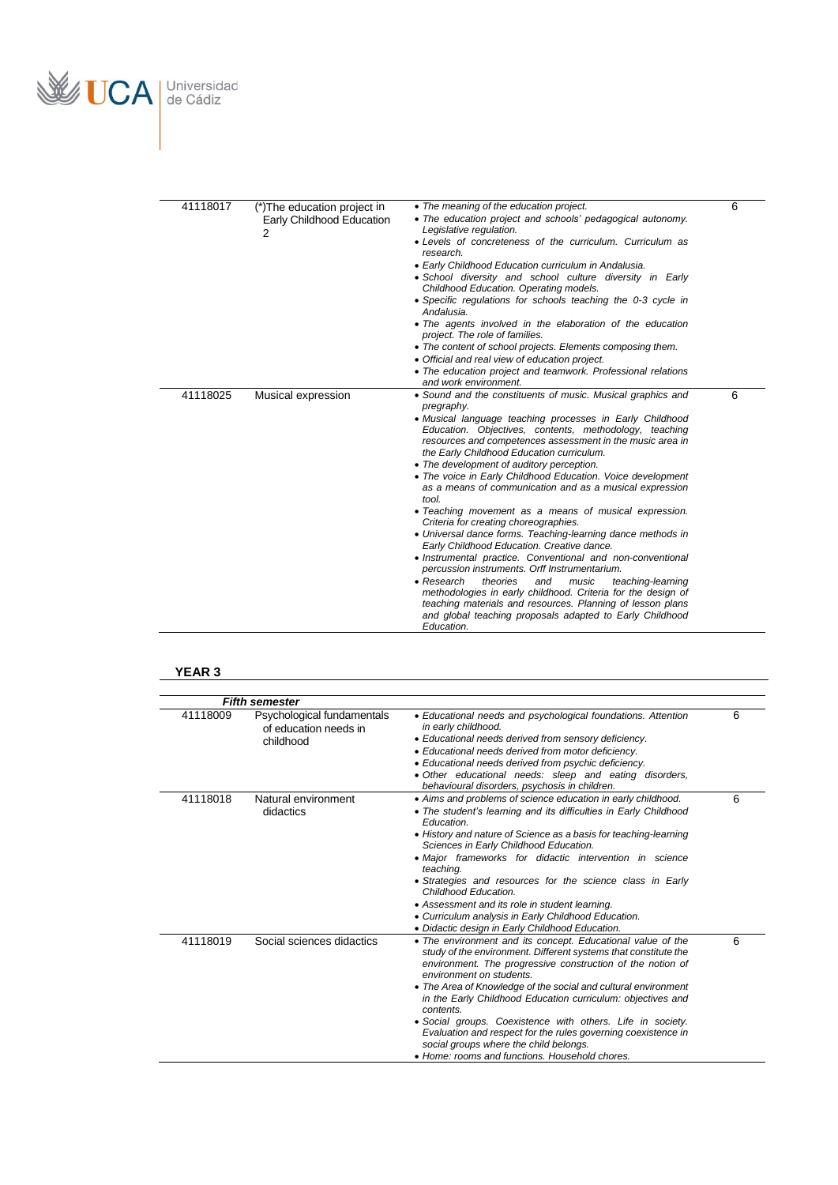| | | | |
|---|---|---|---|
| 41118017 | (*)The education project in Early Childhood Education 2 | • *The meaning of the education project.*<br>• *The education project and schools' pedagogical autonomy. Legislative regulation.*<br>• *Levels of concreteness of the curriculum. Curriculum as research.*<br>• *Early Childhood Education curriculum in Andalusia.*<br>• *School diversity and school culture diversity in Early Childhood Education. Operating models.*<br>• *Specific regulations for schools teaching the 0-3 cycle in Andalusia.*<br>• *The agents involved in the elaboration of the education project. The role of families.*<br>• *The content of school projects. Elements composing them.*<br>• *Official and real view of education project.*<br>• *The education project and teamwork. Professional relations and work environment.* | 6 |
| 41118025 | Musical expression | • *Sound and the constituents of music. Musical graphics and pregraphy.*<br>• *Musical language teaching processes in Early Childhood Education. Objectives, contents, methodology, teaching resources and competences assessment in the music area in the Early Childhood Education curriculum.*<br>• *The development of auditory perception.*<br>• *The voice in Early Childhood Education. Voice development as a means of communication and as a musical expression tool.*<br>• *Teaching movement as a means of musical expression. Criteria for creating choreographies.*<br>• *Universal dance forms. Teaching-learning dance methods in Early Childhood Education. Creative dance.*<br>• *Instrumental practice. Conventional and non-conventional percussion instruments. Orff Instrumentarium.*<br>• *Research theories and music teaching-learning methodologies in early childhood. Criteria for the design of teaching materials and resources. Planning of lesson plans and global teaching proposals adapted to Early Childhood Education.* | 6 |

**YEAR 3**

| ***Fifth semester*** | | | |
|---|---|---|---|
| 41118009 | Psychological fundamentals of education needs in childhood | • *Educational needs and psychological foundations. Attention in early childhood.*<br>• *Educational needs derived from sensory deficiency.*<br>• *Educational needs derived from motor deficiency.*<br>• *Educational needs derived from psychic deficiency.*<br>• *Other educational needs: sleep and eating disorders, behavioural disorders, psychosis in children.* | 6 |
| 41118018 | Natural environment didactics | • *Aims and problems of science education in early childhood.*<br>• *The student's learning and its difficulties in Early Childhood Education.*<br>• *History and nature of Science as a basis for teaching-learning Sciences in Early Childhood Education.*<br>• *Major frameworks for didactic intervention in science teaching.*<br>• *Strategies and resources for the science class in Early Childhood Education.*<br>• *Assessment and its role in student learning.*<br>• *Curriculum analysis in Early Childhood Education.*<br>• *Didactic design in Early Childhood Education.* | 6 |
| 41118019 | Social sciences didactics | • *The environment and its concept. Educational value of the study of the environment. Different systems that constitute the environment. The progressive construction of the notion of environment on students.*<br>• *The Area of Knowledge of the social and cultural environment in the Early Childhood Education curriculum: objectives and contents.*<br>• *Social groups. Coexistence with others. Life in society. Evaluation and respect for the rules governing coexistence in social groups where the child belongs.*<br>• *Home: rooms and functions. Household chores.* | 6 |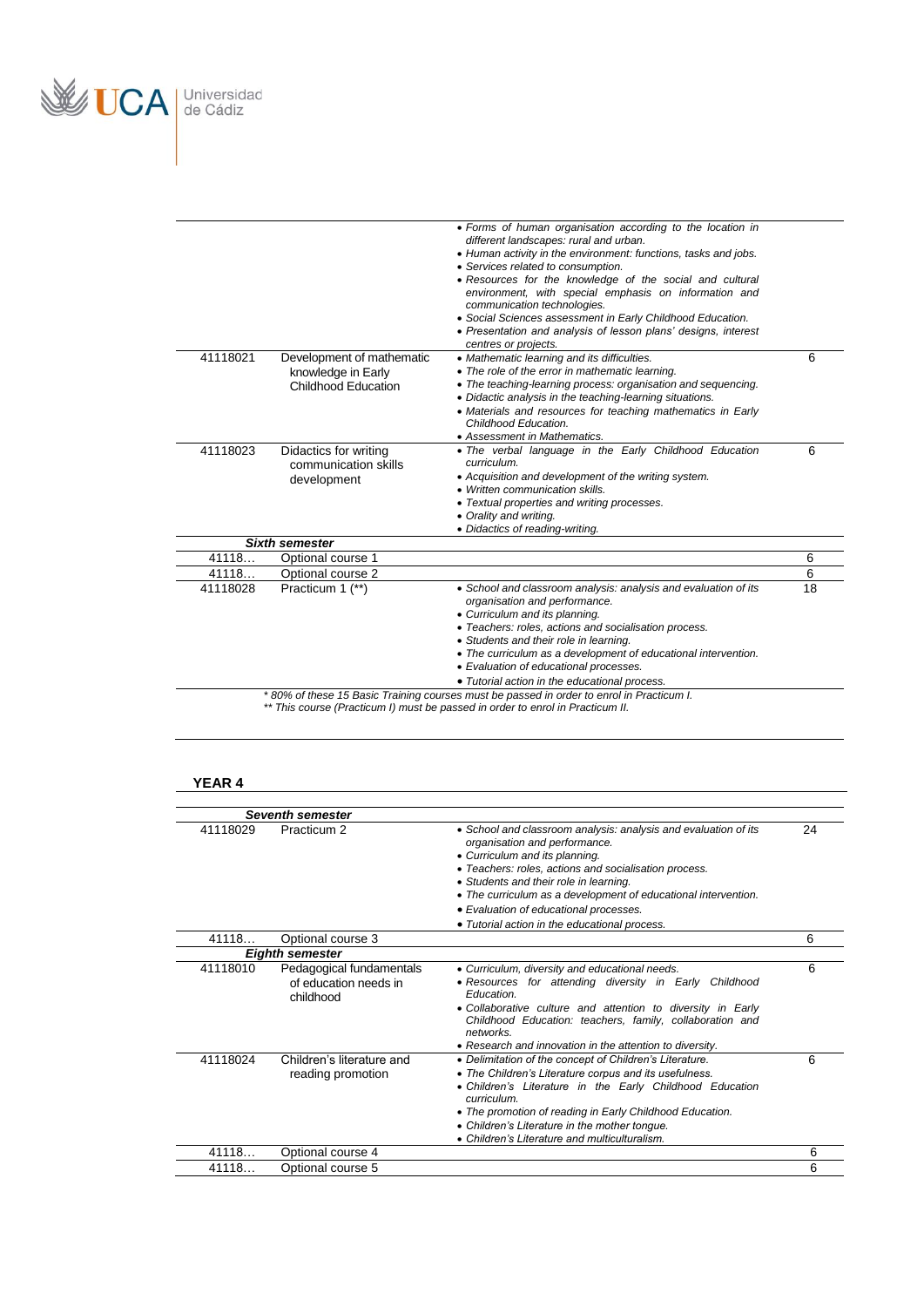| | | | |
|---|---|---|---|
| | | • *Forms of human organisation according to the location in different landscapes: rural and urban.*<br>• *Human activity in the environment: functions, tasks and jobs.*<br>• *Services related to consumption.*<br>• *Resources for the knowledge of the social and cultural environment, with special emphasis on information and communication technologies.*<br>• *Social Sciences assessment in Early Childhood Education.*<br>• *Presentation and analysis of lesson plans' designs, interest centres or projects.* | |
| 41118021 | Development of mathematic knowledge in Early Childhood Education | • *Mathematic learning and its difficulties.*<br>• *The role of the error in mathematic learning.*<br>• *The teaching-learning process: organisation and sequencing.*<br>• *Didactic analysis in the teaching-learning situations.*<br>• *Materials and resources for teaching mathematics in Early Childhood Education.*<br>• *Assessment in Mathematics.* | 6 |
| 41118023 | Didactics for writing communication skills development | • *The verbal language in the Early Childhood Education curriculum.*<br>• *Acquisition and development of the writing system.*<br>• *Written communication skills.*<br>• *Textual properties and writing processes.*<br>• *Orality and writing.*<br>• *Didactics of reading-writing.* | 6 |
| | ***Sixth semester*** | | |
| 41118… | Optional course 1 | | 6 |
| 41118… | Optional course 2 | | 6 |
| 41118028 | Practicum 1 (**) | • *School and classroom analysis: analysis and evaluation of its organisation and performance.*<br>• *Curriculum and its planning.*<br>• *Teachers: roles, actions and socialisation process.*<br>• *Students and their role in learning.*<br>• *The curriculum as a development of educational intervention.*<br>• *Evaluation of educational processes.*<br>• *Tutorial action in the educational process.* | 18 |

*\* 80% of these 15 Basic Training courses must be passed in order to enrol in Practicum I.*
*\*\* This course (Practicum I) must be passed in order to enrol in Practicum II.*

**YEAR 4**

| | | | |
|---|---|---|---|
| | ***Seventh semester*** | | |
| 41118029 | Practicum 2 | • *School and classroom analysis: analysis and evaluation of its organisation and performance.*<br>• *Curriculum and its planning.*<br>• *Teachers: roles, actions and socialisation process.*<br>• *Students and their role in learning.*<br>• *The curriculum as a development of educational intervention.*<br>• *Evaluation of educational processes.*<br>• *Tutorial action in the educational process.* | 24 |
| 41118… | Optional course 3 | | 6 |
| | ***Eighth semester*** | | |
| 41118010 | Pedagogical fundamentals of education needs in childhood | • *Curriculum, diversity and educational needs.*<br>• *Resources for attending diversity in Early Childhood Education.*<br>• *Collaborative culture and attention to diversity in Early Childhood Education: teachers, family, collaboration and networks.*<br>• *Research and innovation in the attention to diversity.* | 6 |
| 41118024 | Children's literature and reading promotion | • *Delimitation of the concept of Children's Literature.*<br>• *The Children's Literature corpus and its usefulness.*<br>• *Children's Literature in the Early Childhood Education curriculum.*<br>• *The promotion of reading in Early Childhood Education.*<br>• *Children's Literature in the mother tongue.*<br>• *Children's Literature and multiculturalism.* | 6 |
| 41118… | Optional course 4 | | 6 |
| 41118… | Optional course 5 | | 6 |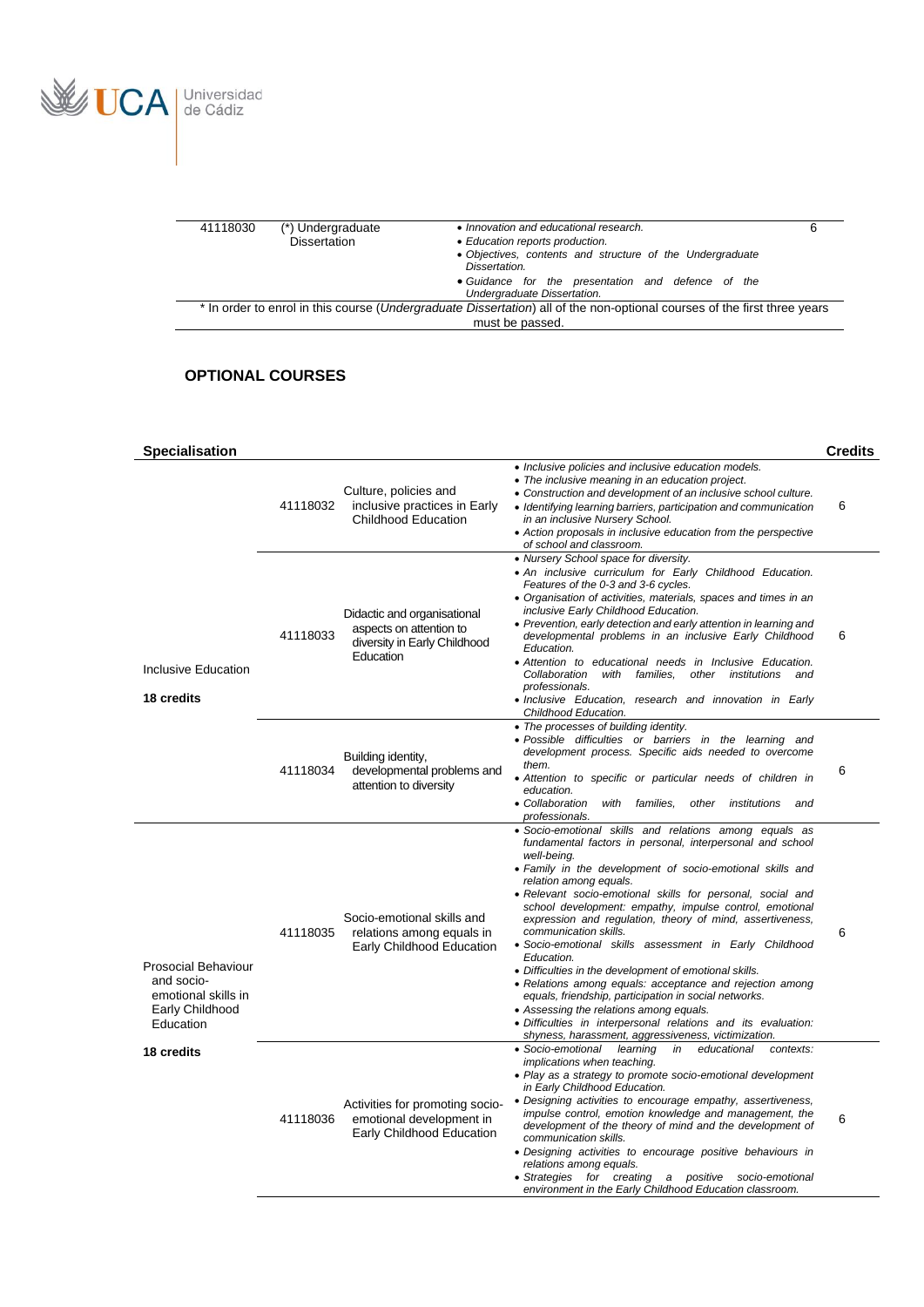| 41118030 | (*) Undergraduate Dissertation | • *Innovation and educational research.*<br>• *Education reports production.*<br>• *Objectives, contents and structure of the Undergraduate Dissertation.*<br>• *Guidance for the presentation and defence of the Undergraduate Dissertation.* | 6 |
|---|---|---|---|
| * In order to enrol in this course (*Undergraduate Dissertation*) all of the non-optional courses of the first three years must be passed. | | | |

## OPTIONAL COURSES

| Specialisation | | | | Credits |
|---|---|---|---|---|
| Inclusive Education<br><br>**18 credits** | 41118032 | Culture, policies and inclusive practices in Early Childhood Education | • *Inclusive policies and inclusive education models.*<br>• *The inclusive meaning in an education project.*<br>• *Construction and development of an inclusive school culture.*<br>• *Identifying learning barriers, participation and communication in an inclusive Nursery School.*<br>• *Action proposals in inclusive education from the perspective of school and classroom.* | 6 |
| | 41118033 | Didactic and organisational aspects on attention to diversity in Early Childhood Education | • *Nursery School space for diversity.*<br>• *An inclusive curriculum for Early Childhood Education. Features of the 0-3 and 3-6 cycles.*<br>• *Organisation of activities, materials, spaces and times in an inclusive Early Childhood Education.*<br>• *Prevention, early detection and early attention in learning and developmental problems in an inclusive Early Childhood Education.*<br>• *Attention to educational needs in Inclusive Education. Collaboration with families, other institutions and professionals.*<br>• *Inclusive Education, research and innovation in Early Childhood Education.* | 6 |
| | 41118034 | Building identity, developmental problems and attention to diversity | • *The processes of building identity.*<br>• *Possible difficulties or barriers in the learning and development process. Specific aids needed to overcome them.*<br>• *Attention to specific or particular needs of children in education.*<br>• *Collaboration with families, other institutions and professionals.* | 6 |
| Prosocial Behaviour and socio-emotional skills in Early Childhood Education<br><br>**18 credits** | 41118035 | Socio-emotional skills and relations among equals in Early Childhood Education | • *Socio-emotional skills and relations among equals as fundamental factors in personal, interpersonal and school well-being.*<br>• *Family in the development of socio-emotional skills and relation among equals.*<br>• *Relevant socio-emotional skills for personal, social and school development: empathy, impulse control, emotional expression and regulation, theory of mind, assertiveness, communication skills.*<br>• *Socio-emotional skills assessment in Early Childhood Education.*<br>• *Difficulties in the development of emotional skills.*<br>• *Relations among equals: acceptance and rejection among equals, friendship, participation in social networks.*<br>• *Assessing the relations among equals.*<br>• *Difficulties in interpersonal relations and its evaluation: shyness, harassment, aggressiveness, victimization.* | 6 |
| | 41118036 | Activities for promoting socio-emotional development in Early Childhood Education | • *Socio-emotional learning in educational contexts: implications when teaching.*<br>• *Play as a strategy to promote socio-emotional development in Early Childhood Education.*<br>• *Designing activities to encourage empathy, assertiveness, impulse control, emotion knowledge and management, the development of the theory of mind and the development of communication skills.*<br>• *Designing activities to encourage positive behaviours in relations among equals.*<br>• *Strategies for creating a positive socio-emotional environment in the Early Childhood Education classroom.* | 6 |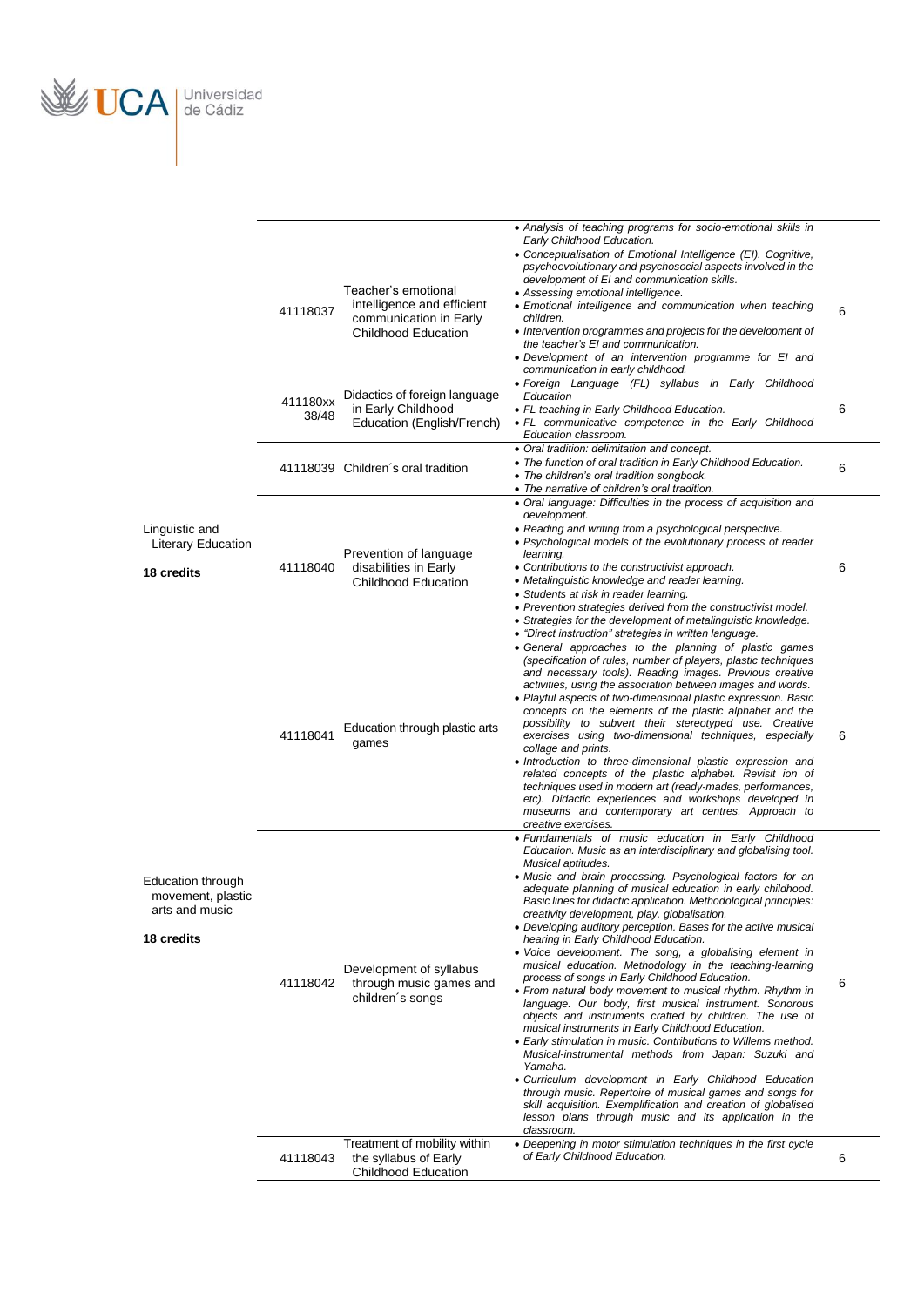| | | | | |
|---|---|---|---|---|
| | | | • Analysis of teaching programs for socio-emotional skills in Early Childhood Education. | |
| | 41118037 | Teacher's emotional intelligence and efficient communication in Early Childhood Education | • Conceptualisation of Emotional Intelligence (EI). Cognitive, psychoevolutionary and psychosocial aspects involved in the development of EI and communication skills.<br>• Assessing emotional intelligence.<br>• Emotional intelligence and communication when teaching children.<br>• Intervention programmes and projects for the development of the teacher's EI and communication.<br>• Development of an intervention programme for EI and communication in early childhood. | 6 |
| Linguistic and Literary Education<br>**18 credits** | 411180xx 38/48 | Didactics of foreign language in Early Childhood Education (English/French) | • Foreign Language (FL) syllabus in Early Childhood Education<br>• FL teaching in Early Childhood Education.<br>• FL communicative competence in the Early Childhood Education classroom. | 6 |
| | 41118039 | Children´s oral tradition | • Oral tradition: delimitation and concept.<br>• The function of oral tradition in Early Childhood Education.<br>• The children's oral tradition songbook.<br>• The narrative of children's oral tradition. | 6 |
| | 41118040 | Prevention of language disabilities in Early Childhood Education | • Oral language: Difficulties in the process of acquisition and development.<br>• Reading and writing from a psychological perspective.<br>• Psychological models of the evolutionary process of reader learning.<br>• Contributions to the constructivist approach.<br>• Metalinguistic knowledge and reader learning.<br>• Students at risk in reader learning.<br>• Prevention strategies derived from the constructivist model.<br>• Strategies for the development of metalinguistic knowledge.<br>• "Direct instruction" strategies in written language. | 6 |
| Education through movement, plastic arts and music<br>**18 credits** | 41118041 | Education through plastic arts games | • General approaches to the planning of plastic games (specification of rules, number of players, plastic techniques and necessary tools). Reading images. Previous creative activities, using the association between images and words.<br>• Playful aspects of two-dimensional plastic expression. Basic concepts on the elements of the plastic alphabet and the possibility to subvert their stereotyped use. Creative exercises using two-dimensional techniques, especially collage and prints.<br>• Introduction to three-dimensional plastic expression and related concepts of the plastic alphabet. Revisit ion of techniques used in modern art (ready-mades, performances, etc). Didactic experiences and workshops developed in museums and contemporary art centres. Approach to creative exercises. | 6 |
| | 41118042 | Development of syllabus through music games and children´s songs | • Fundamentals of music education in Early Childhood Education. Music as an interdisciplinary and globalising tool. Musical aptitudes.<br>• Music and brain processing. Psychological factors for an adequate planning of musical education in early childhood. Basic lines for didactic application. Methodological principles: creativity development, play, globalisation.<br>• Developing auditory perception. Bases for the active musical hearing in Early Childhood Education.<br>• Voice development. The song, a globalising element in musical education. Methodology in the teaching-learning process of songs in Early Childhood Education.<br>• From natural body movement to musical rhythm. Rhythm in language. Our body, first musical instrument. Sonorous objects and instruments crafted by children. The use of musical instruments in Early Childhood Education.<br>• Early stimulation in music. Contributions to Willems method. Musical-instrumental methods from Japan: Suzuki and Yamaha.<br>• Curriculum development in Early Childhood Education through music. Repertoire of musical games and songs for skill acquisition. Exemplification and creation of globalised lesson plans through music and its application in the classroom. | 6 |
| | 41118043 | Treatment of mobility within the syllabus of Early Childhood Education | • Deepening in motor stimulation techniques in the first cycle of Early Childhood Education. | 6 |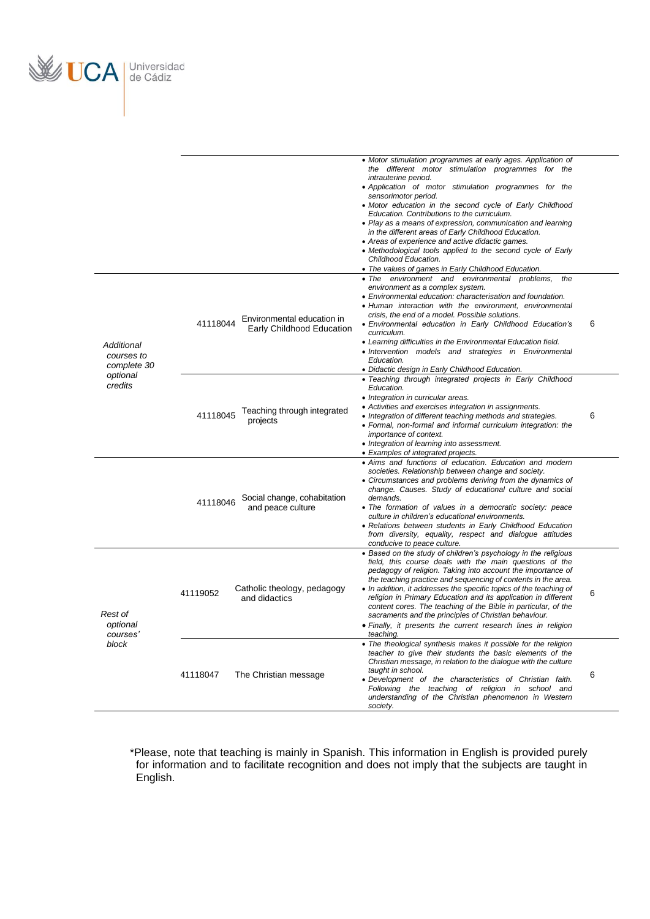| | | | | |
|---|---|---|---|---|
| | | | • Motor stimulation programmes at early ages. Application of the different motor stimulation programmes for the intrauterine period.<br>• Application of motor stimulation programmes for the sensorimotor period.<br>• Motor education in the second cycle of Early Childhood Education. Contributions to the curriculum.<br>• Play as a means of expression, communication and learning in the different areas of Early Childhood Education.<br>• Areas of experience and active didactic games.<br>• Methodological tools applied to the second cycle of Early Childhood Education.<br>• The values of games in Early Childhood Education. | |
| *Additional courses to complete 30 optional credits* | 41118044 | Environmental education in Early Childhood Education | • The environment and environmental problems, the environment as a complex system.<br>• Environmental education: characterisation and foundation.<br>• Human interaction with the environment, environmental crisis, the end of a model. Possible solutions.<br>• Environmental education in Early Childhood Education's curriculum.<br>• Learning difficulties in the Environmental Education field.<br>• Intervention models and strategies in Environmental Education.<br>• Didactic design in Early Childhood Education. | 6 |
| | 41118045 | Teaching through integrated projects | • Teaching through integrated projects in Early Childhood Education.<br>• Integration in curricular areas.<br>• Activities and exercises integration in assignments.<br>• Integration of different teaching methods and strategies.<br>• Formal, non-formal and informal curriculum integration: the importance of context.<br>• Integration of learning into assessment.<br>• Examples of integrated projects. | 6 |
| | 41118046 | Social change, cohabitation and peace culture | • Aims and functions of education. Education and modern societies. Relationship between change and society.<br>• Circumstances and problems deriving from the dynamics of change. Causes. Study of educational culture and social demands.<br>• The formation of values in a democratic society: peace culture in children's educational environments.<br>• Relations between students in Early Childhood Education from diversity, equality, respect and dialogue attitudes conducive to peace culture. | |
| *Rest of optional courses' block* | 41119052 | Catholic theology, pedagogy and didactics | • Based on the study of children's psychology in the religious field, this course deals with the main questions of the pedagogy of religion. Taking into account the importance of the teaching practice and sequencing of contents in the area.<br>• In addition, it addresses the specific topics of the teaching of religion in Primary Education and its application in different content cores. The teaching of the Bible in particular, of the sacraments and the principles of Christian behaviour.<br>• Finally, it presents the current research lines in religion teaching. | 6 |
| | 41118047 | The Christian message | • The theological synthesis makes it possible for the religion teacher to give their students the basic elements of the Christian message, in relation to the dialogue with the culture taught in school.<br>• Development of the characteristics of Christian faith. Following the teaching of religion in school and understanding of the Christian phenomenon in Western society. | 6 |

*Please, note that teaching is mainly in Spanish. This information in English is provided purely for information and to facilitate recognition and does not imply that the subjects are taught in English.